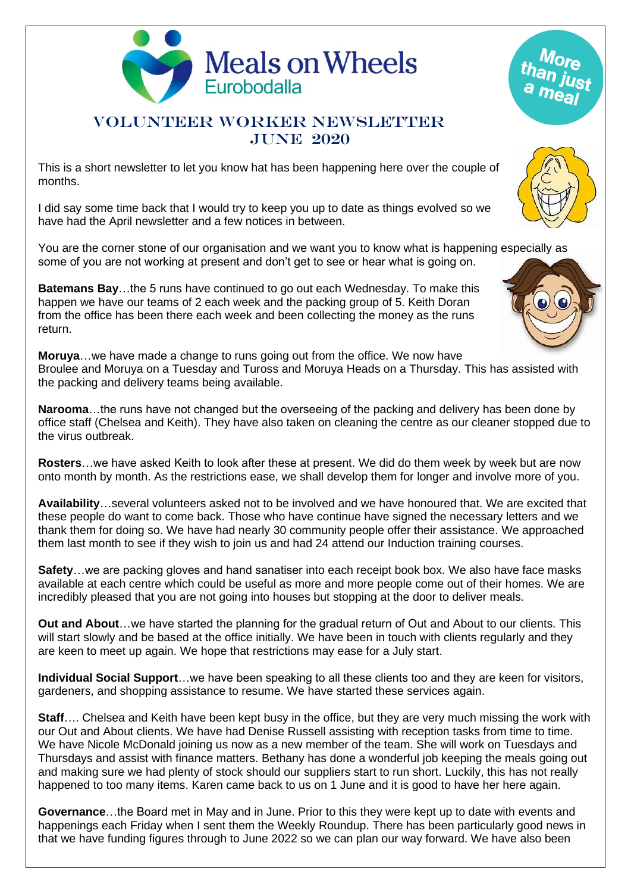Meals on Wheels Eurobodalla

More than just a meal

# VOLUNTEER WORKER NEWSLETTER
## JUNE 2020

This is a short newsletter to let you know hat has been happening here over the couple of months.

I did say some time back that I would try to keep you up to date as things evolved so we have had the April newsletter and a few notices in between.

You are the corner stone of our organisation and we want you to know what is happening especially as some of you are not working at present and don't get to see or hear what is going on.

**Batemans Bay**…the 5 runs have continued to go out each Wednesday. To make this happen we have our teams of 2 each week and the packing group of 5. Keith Doran from the office has been there each week and been collecting the money as the runs return.

**Moruya**…we have made a change to runs going out from the office. We now have Broulee and Moruya on a Tuesday and Tuross and Moruya Heads on a Thursday. This has assisted with the packing and delivery teams being available.

**Narooma**…the runs have not changed but the overseeing of the packing and delivery has been done by office staff (Chelsea and Keith). They have also taken on cleaning the centre as our cleaner stopped due to the virus outbreak.

**Rosters**…we have asked Keith to look after these at present. We did do them week by week but are now onto month by month. As the restrictions ease, we shall develop them for longer and involve more of you.

**Availability**…several volunteers asked not to be involved and we have honoured that. We are excited that these people do want to come back. Those who have continue have signed the necessary letters and we thank them for doing so. We have had nearly 30 community people offer their assistance. We approached them last month to see if they wish to join us and had 24 attend our Induction training courses.

**Safety**…we are packing gloves and hand sanatiser into each receipt book box. We also have face masks available at each centre which could be useful as more and more people come out of their homes. We are incredibly pleased that you are not going into houses but stopping at the door to deliver meals.

**Out and About**…we have started the planning for the gradual return of Out and About to our clients. This will start slowly and be based at the office initially. We have been in touch with clients regularly and they are keen to meet up again. We hope that restrictions may ease for a July start.

**Individual Social Support**…we have been speaking to all these clients too and they are keen for visitors, gardeners, and shopping assistance to resume. We have started these services again.

**Staff**…. Chelsea and Keith have been kept busy in the office, but they are very much missing the work with our Out and About clients. We have had Denise Russell assisting with reception tasks from time to time. We have Nicole McDonald joining us now as a new member of the team. She will work on Tuesdays and Thursdays and assist with finance matters. Bethany has done a wonderful job keeping the meals going out and making sure we had plenty of stock should our suppliers start to run short. Luckily, this has not really happened to too many items. Karen came back to us on 1 June and it is good to have her here again.

**Governance**…the Board met in May and in June. Prior to this they were kept up to date with events and happenings each Friday when I sent them the Weekly Roundup. There has been particularly good news in that we have funding figures through to June 2022 so we can plan our way forward. We have also been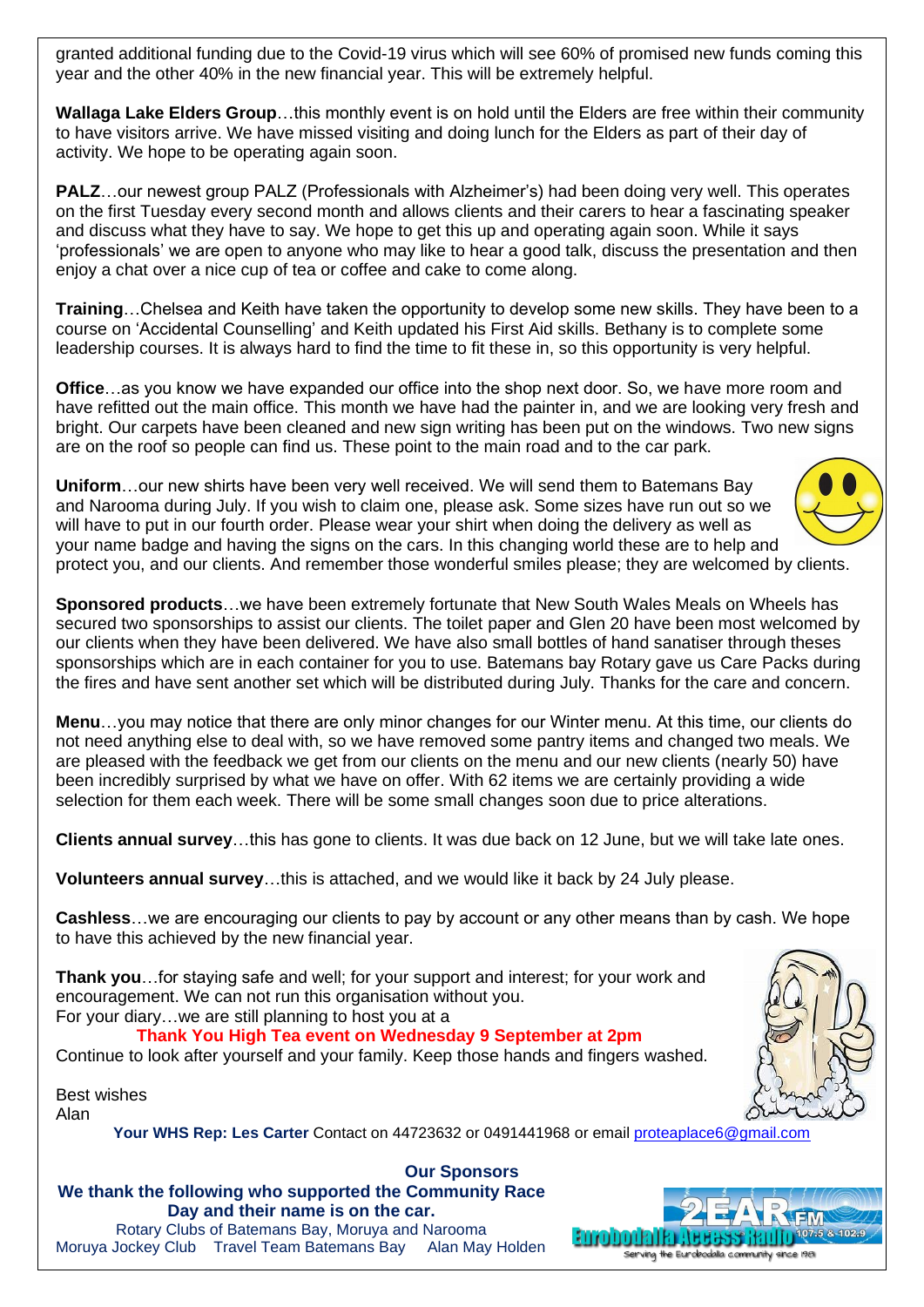granted additional funding due to the Covid-19 virus which will see 60% of promised new funds coming this year and the other 40% in the new financial year. This will be extremely helpful.

**Wallaga Lake Elders Group**…this monthly event is on hold until the Elders are free within their community to have visitors arrive. We have missed visiting and doing lunch for the Elders as part of their day of activity. We hope to be operating again soon.

**PALZ**…our newest group PALZ (Professionals with Alzheimer's) had been doing very well. This operates on the first Tuesday every second month and allows clients and their carers to hear a fascinating speaker and discuss what they have to say. We hope to get this up and operating again soon. While it says 'professionals' we are open to anyone who may like to hear a good talk, discuss the presentation and then enjoy a chat over a nice cup of tea or coffee and cake to come along.

**Training**…Chelsea and Keith have taken the opportunity to develop some new skills. They have been to a course on 'Accidental Counselling' and Keith updated his First Aid skills. Bethany is to complete some leadership courses. It is always hard to find the time to fit these in, so this opportunity is very helpful.

**Office**…as you know we have expanded our office into the shop next door. So, we have more room and have refitted out the main office. This month we have had the painter in, and we are looking very fresh and bright. Our carpets have been cleaned and new sign writing has been put on the windows. Two new signs are on the roof so people can find us. These point to the main road and to the car park.

**Uniform**…our new shirts have been very well received. We will send them to Batemans Bay and Narooma during July. If you wish to claim one, please ask. Some sizes have run out so we will have to put in our fourth order. Please wear your shirt when doing the delivery as well as your name badge and having the signs on the cars. In this changing world these are to help and protect you, and our clients. And remember those wonderful smiles please; they are welcomed by clients.

**Sponsored products**…we have been extremely fortunate that New South Wales Meals on Wheels has secured two sponsorships to assist our clients. The toilet paper and Glen 20 have been most welcomed by our clients when they have been delivered. We have also small bottles of hand sanatiser through theses sponsorships which are in each container for you to use. Batemans bay Rotary gave us Care Packs during the fires and have sent another set which will be distributed during July. Thanks for the care and concern.

**Menu**…you may notice that there are only minor changes for our Winter menu. At this time, our clients do not need anything else to deal with, so we have removed some pantry items and changed two meals. We are pleased with the feedback we get from our clients on the menu and our new clients (nearly 50) have been incredibly surprised by what we have on offer. With 62 items we are certainly providing a wide selection for them each week. There will be some small changes soon due to price alterations.

**Clients annual survey**…this has gone to clients. It was due back on 12 June, but we will take late ones.

**Volunteers annual survey**…this is attached, and we would like it back by 24 July please.

**Cashless**…we are encouraging our clients to pay by account or any other means than by cash. We hope to have this achieved by the new financial year.

**Thank you**…for staying safe and well; for your support and interest; for your work and encouragement. We can not run this organisation without you.
For your diary…we are still planning to host you at a

**Thank You High Tea event on Wednesday 9 September at 2pm**

Continue to look after yourself and your family. Keep those hands and fingers washed.

Best wishes
Alan

**Your WHS Rep: Les Carter** Contact on 44723632 or 0491441968 or email proteaplace6@gmail.com

**Our Sponsors**

**We thank the following who supported the Community Race Day and their name is on the car.**

Rotary Clubs of Batemans Bay, Moruya and Narooma
Moruya Jockey Club Travel Team Batemans Bay Alan May Holden

2EAR FM Eurobodalla Access Radio 107.5 & 102.9
Serving the Eurobodalla community since 1981